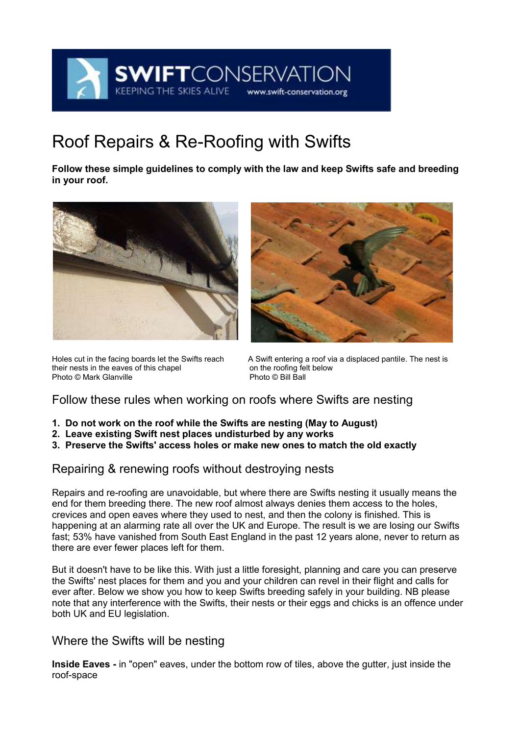SWIFTCONSERVATION
KEEPING THE SKIES ALIVE www.swift-conservation.org

# Roof Repairs & Re-Roofing with Swifts

**Follow these simple guidelines to comply with the law and keep Swifts safe and breeding in your roof.**

Holes cut in the facing boards let the Swifts reach their nests in the eaves of this chapel
Photo © Mark Glanville

A Swift entering a roof via a displaced pantile. The nest is on the roofing felt below
Photo © Bill Ball

## Follow these rules when working on roofs where Swifts are nesting

1. **Do not work on the roof while the Swifts are nesting (May to August)**
2. **Leave existing Swift nest places undisturbed by any works**
3. **Preserve the Swifts' access holes or make new ones to match the old exactly**

## Repairing & renewing roofs without destroying nests

Repairs and re-roofing are unavoidable, but where there are Swifts nesting it usually means the end for them breeding there. The new roof almost always denies them access to the holes, crevices and open eaves where they used to nest, and then the colony is finished. This is happening at an alarming rate all over the UK and Europe. The result is we are losing our Swifts fast; 53% have vanished from South East England in the past 12 years alone, never to return as there are ever fewer places left for them.

But it doesn't have to be like this. With just a little foresight, planning and care you can preserve the Swifts' nest places for them and you and your children can revel in their flight and calls for ever after. Below we show you how to keep Swifts breeding safely in your building. NB please note that any interference with the Swifts, their nests or their eggs and chicks is an offence under both UK and EU legislation.

## Where the Swifts will be nesting

**Inside Eaves -** in "open" eaves, under the bottom row of tiles, above the gutter, just inside the roof-space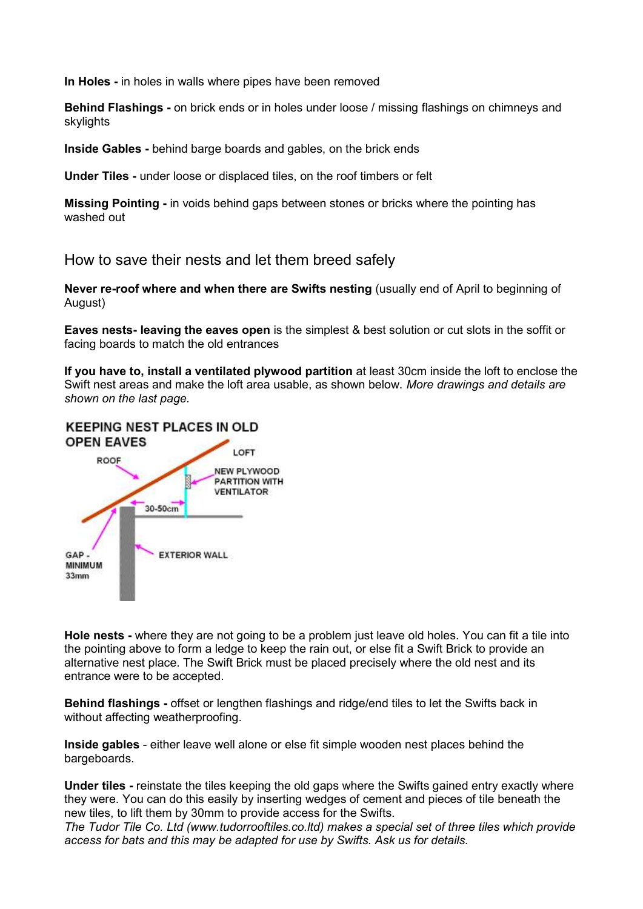**In Holes -** in holes in walls where pipes have been removed

**Behind Flashings -** on brick ends or in holes under loose / missing flashings on chimneys and skylights

**Inside Gables -** behind barge boards and gables, on the brick ends

**Under Tiles -** under loose or displaced tiles, on the roof timbers or felt

**Missing Pointing -** in voids behind gaps between stones or bricks where the pointing has washed out

## How to save their nests and let them breed safely

**Never re-roof where and when there are Swifts nesting** (usually end of April to beginning of August)

**Eaves nests- leaving the eaves open** is the simplest & best solution or cut slots in the soffit or facing boards to match the old entrances

**If you have to, install a ventilated plywood partition** at least 30cm inside the loft to enclose the Swift nest areas and make the loft area usable, as shown below. *More drawings and details are shown on the last page.*

**Hole nests -** where they are not going to be a problem just leave old holes. You can fit a tile into the pointing above to form a ledge to keep the rain out, or else fit a Swift Brick to provide an alternative nest place. The Swift Brick must be placed precisely where the old nest and its entrance were to be accepted.

**Behind flashings -** offset or lengthen flashings and ridge/end tiles to let the Swifts back in without affecting weatherproofing.

**Inside gables** - either leave well alone or else fit simple wooden nest places behind the bargeboards.

**Under tiles -** reinstate the tiles keeping the old gaps where the Swifts gained entry exactly where they were. You can do this easily by inserting wedges of cement and pieces of tile beneath the new tiles, to lift them by 30mm to provide access for the Swifts.
*The Tudor Tile Co. Ltd (www.tudorrooftiles.co.ltd) makes a special set of three tiles which provide access for bats and this may be adapted for use by Swifts. Ask us for details.*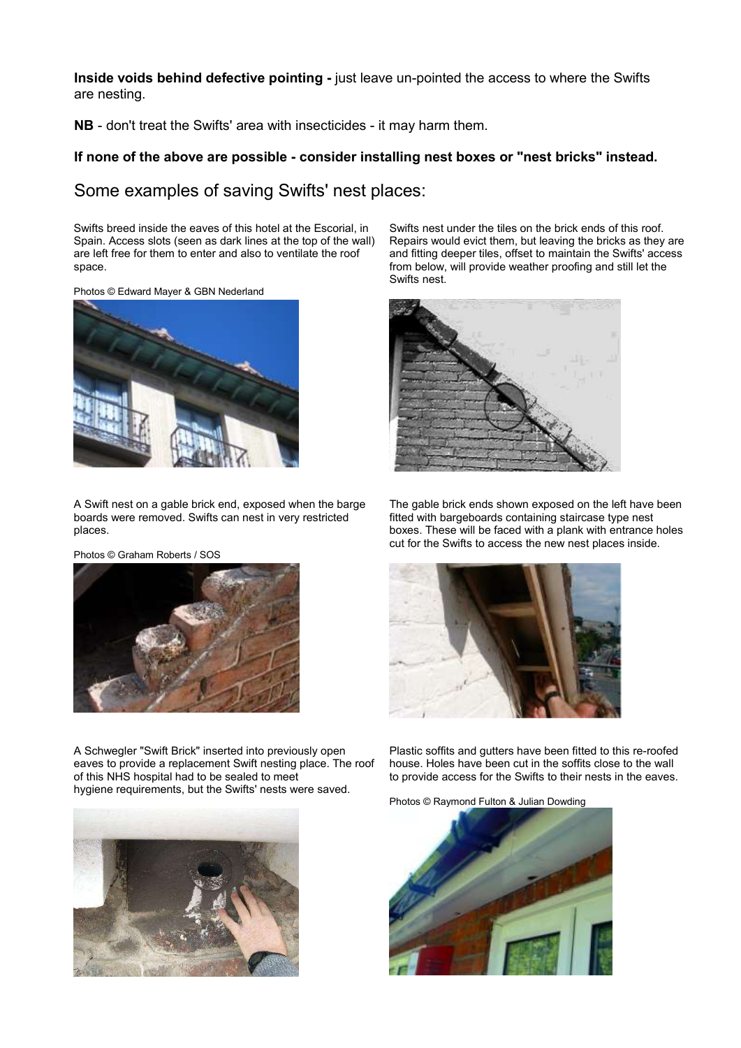**Inside voids behind defective pointing -** just leave un-pointed the access to where the Swifts are nesting.

**NB** - don't treat the Swifts' area with insecticides - it may harm them.

**If none of the above are possible - consider installing nest boxes or "nest bricks" instead.**

## Some examples of saving Swifts' nest places:

Swifts breed inside the eaves of this hotel at the Escorial, in Spain. Access slots (seen as dark lines at the top of the wall) are left free for them to enter and also to ventilate the roof space.

Swifts nest under the tiles on the brick ends of this roof. Repairs would evict them, but leaving the bricks as they are and fitting deeper tiles, offset to maintain the Swifts' access from below, will provide weather proofing and still let the Swifts nest.

Photos © Edward Mayer & GBN Nederland

A Swift nest on a gable brick end, exposed when the barge boards were removed. Swifts can nest in very restricted places.

The gable brick ends shown exposed on the left have been fitted with bargeboards containing staircase type nest boxes. These will be faced with a plank with entrance holes cut for the Swifts to access the new nest places inside.

Photos © Graham Roberts / SOS

A Schwegler "Swift Brick" inserted into previously open eaves to provide a replacement Swift nesting place. The roof of this NHS hospital had to be sealed to meet hygiene requirements, but the Swifts' nests were saved.

Plastic soffits and gutters have been fitted to this re-roofed house. Holes have been cut in the soffits close to the wall to provide access for the Swifts to their nests in the eaves.

Photos © Raymond Fulton & Julian Dowding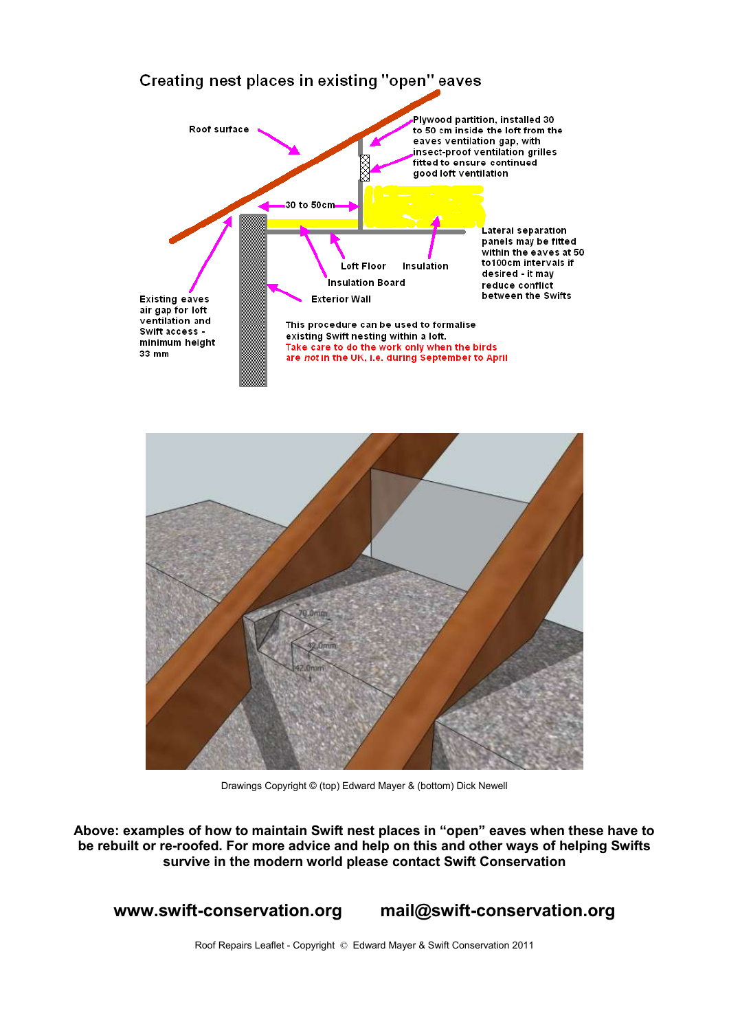## Creating nest places in existing "open" eaves

Roof surface

Plywood partition, installed 30 to 50 cm inside the loft from the eaves ventilation gap, with insect-proof ventilation grilles fitted to ensure continued good loft ventilation

30 to 50cm

Lateral separation panels may be fitted within the eaves at 50 to100cm intervals if desired - it may reduce conflict between the Swifts

Loft Floor

Insulation

Insulation Board

Exterior Wall

Existing eaves air gap for loft ventilation and Swift access - minimum height 33 mm

This procedure can be used to formalise existing Swift nesting within a loft.

Take care to do the work only when the birds are *not* in the UK, i.e. during September to April

70.0mm

42.0mm

42.0mm

Drawings Copyright © (top) Edward Mayer & (bottom) Dick Newell

**Above: examples of how to maintain Swift nest places in "open" eaves when these have to be rebuilt or re-roofed. For more advice and help on this and other ways of helping Swifts survive in the modern world please contact Swift Conservation**

**www.swift-conservation.org mail@swift-conservation.org**

Roof Repairs Leaflet - Copyright © Edward Mayer & Swift Conservation 2011